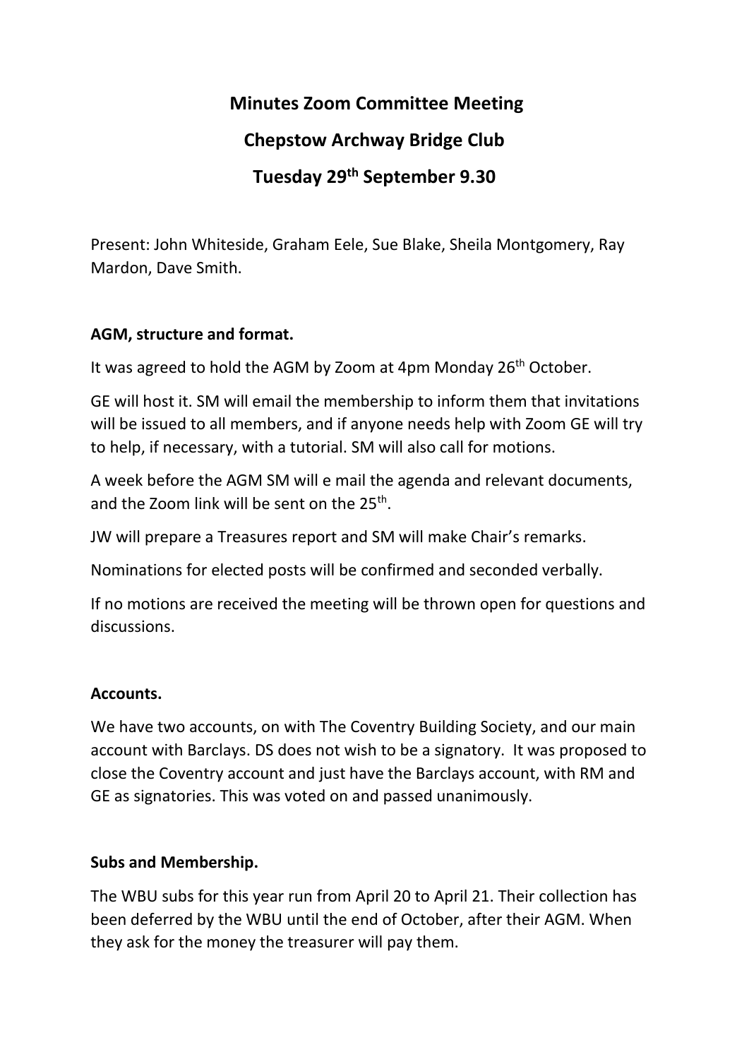# Minutes Zoom Committee Meeting

# Chepstow Archway Bridge Club

# Tuesday 29th September 9.30

Present: John Whiteside, Graham Eele, Sue Blake, Sheila Montgomery, Ray Mardon, Dave Smith.

**AGM, structure and format.**

It was agreed to hold the AGM by Zoom at 4pm Monday 26th October.

GE will host it. SM will email the membership to inform them that invitations will be issued to all members, and if anyone needs help with Zoom GE will try to help, if necessary, with a tutorial. SM will also call for motions.

A week before the AGM SM will e mail the agenda and relevant documents, and the Zoom link will be sent on the 25th.

JW will prepare a Treasures report and SM will make Chair's remarks.

Nominations for elected posts will be confirmed and seconded verbally.

If no motions are received the meeting will be thrown open for questions and discussions.

**Accounts.**

We have two accounts, on with The Coventry Building Society, and our main account with Barclays. DS does not wish to be a signatory. It was proposed to close the Coventry account and just have the Barclays account, with RM and GE as signatories. This was voted on and passed unanimously.

**Subs and Membership.**

The WBU subs for this year run from April 20 to April 21. Their collection has been deferred by the WBU until the end of October, after their AGM. When they ask for the money the treasurer will pay them.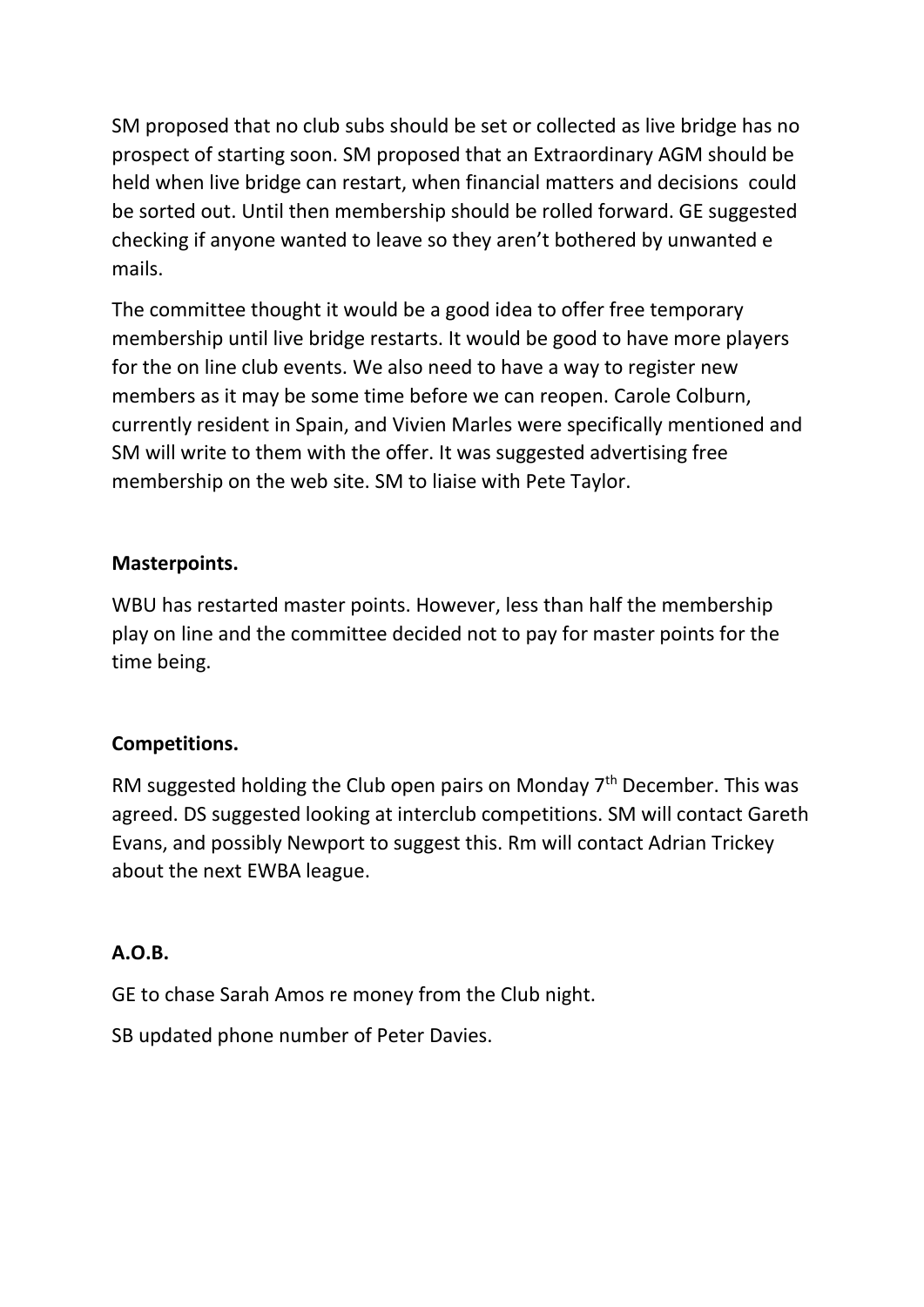SM proposed that no club subs should be set or collected as live bridge has no prospect of starting soon. SM proposed that an Extraordinary AGM should be held when live bridge can restart, when financial matters and decisions could be sorted out. Until then membership should be rolled forward. GE suggested checking if anyone wanted to leave so they aren't bothered by unwanted e mails.

The committee thought it would be a good idea to offer free temporary membership until live bridge restarts. It would be good to have more players for the on line club events. We also need to have a way to register new members as it may be some time before we can reopen. Carole Colburn, currently resident in Spain, and Vivien Marles were specifically mentioned and SM will write to them with the offer. It was suggested advertising free membership on the web site. SM to liaise with Pete Taylor.

**Masterpoints.**

WBU has restarted master points. However, less than half the membership play on line and the committee decided not to pay for master points for the time being.

**Competitions.**

RM suggested holding the Club open pairs on Monday 7th December. This was agreed. DS suggested looking at interclub competitions. SM will contact Gareth Evans, and possibly Newport to suggest this. Rm will contact Adrian Trickey about the next EWBA league.

**A.O.B.**

GE to chase Sarah Amos re money from the Club night.

SB updated phone number of Peter Davies.